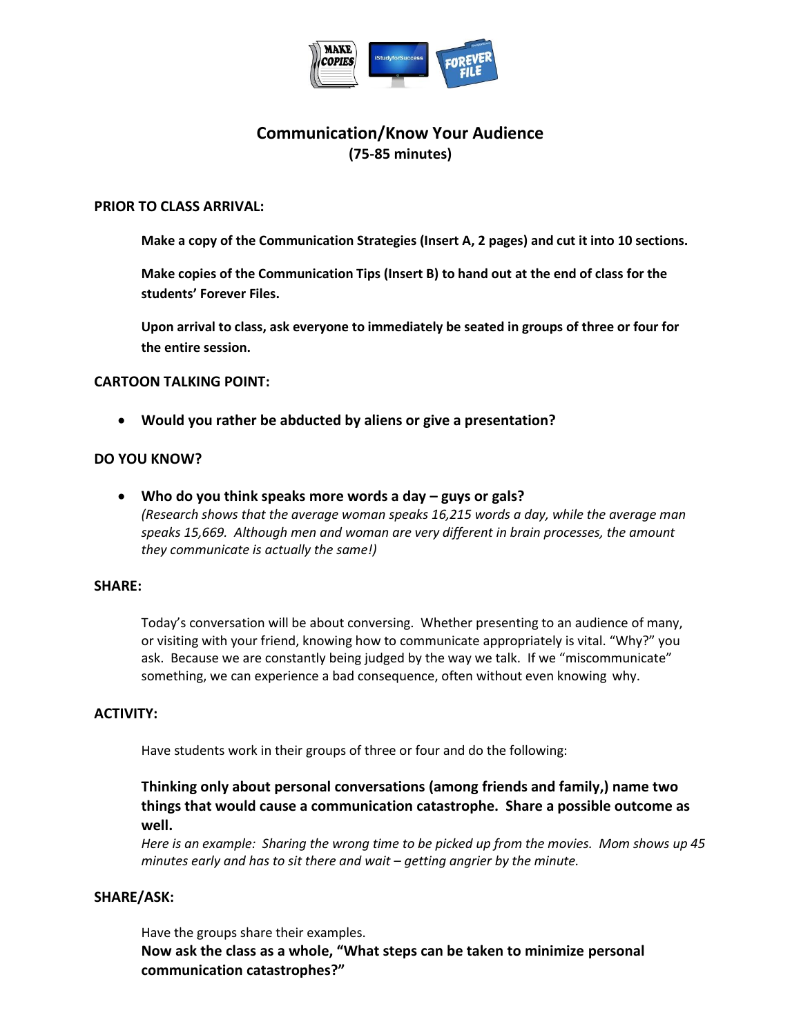# Communication/Know Your Audience
**(75-85 minutes)**

**PRIOR TO CLASS ARRIVAL:**

**Make a copy of the Communication Strategies (Insert A, 2 pages) and cut it into 10 sections.**

**Make copies of the Communication Tips (Insert B) to hand out at the end of class for the students' Forever Files.**

**Upon arrival to class, ask everyone to immediately be seated in groups of three or four for the entire session.**

**CARTOON TALKING POINT:**

- **Would you rather be abducted by aliens or give a presentation?**

**DO YOU KNOW?**

- **Who do you think speaks more words a day – guys or gals?**
  *(Research shows that the average woman speaks 16,215 words a day, while the average man speaks 15,669. Although men and woman are very different in brain processes, the amount they communicate is actually the same!)*

**SHARE:**

Today's conversation will be about conversing. Whether presenting to an audience of many, or visiting with your friend, knowing how to communicate appropriately is vital. "Why?" you ask. Because we are constantly being judged by the way we talk. If we "miscommunicate" something, we can experience a bad consequence, often without even knowing why.

**ACTIVITY:**

Have students work in their groups of three or four and do the following:

**Thinking only about personal conversations (among friends and family,) name two things that would cause a communication catastrophe. Share a possible outcome as well.**
*Here is an example: Sharing the wrong time to be picked up from the movies. Mom shows up 45 minutes early and has to sit there and wait – getting angrier by the minute.*

**SHARE/ASK:**

Have the groups share their examples.
**Now ask the class as a whole, "What steps can be taken to minimize personal communication catastrophes?"**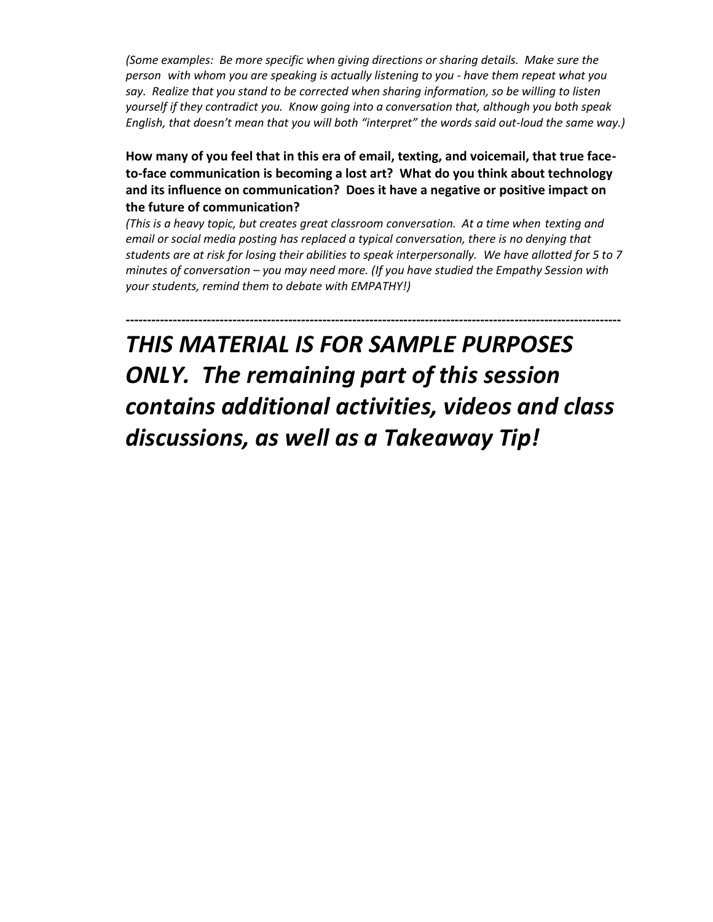*(Some examples: Be more specific when giving directions or sharing details. Make sure the person with whom you are speaking is actually listening to you - have them repeat what you say. Realize that you stand to be corrected when sharing information, so be willing to listen yourself if they contradict you. Know going into a conversation that, although you both speak English, that doesn't mean that you will both "interpret" the words said out-loud the same way.)*

**How many of you feel that in this era of email, texting, and voicemail, that true face-to-face communication is becoming a lost art? What do you think about technology and its influence on communication? Does it have a negative or positive impact on the future of communication?**

*(This is a heavy topic, but creates great classroom conversation. At a time when texting and email or social media posting has replaced a typical conversation, there is no denying that students are at risk for losing their abilities to speak interpersonally. We have allotted for 5 to 7 minutes of conversation – you may need more. (If you have studied the Empathy Session with your students, remind them to debate with EMPATHY!)*

---

***THIS MATERIAL IS FOR SAMPLE PURPOSES ONLY. The remaining part of this session contains additional activities, videos and class discussions, as well as a Takeaway Tip!***